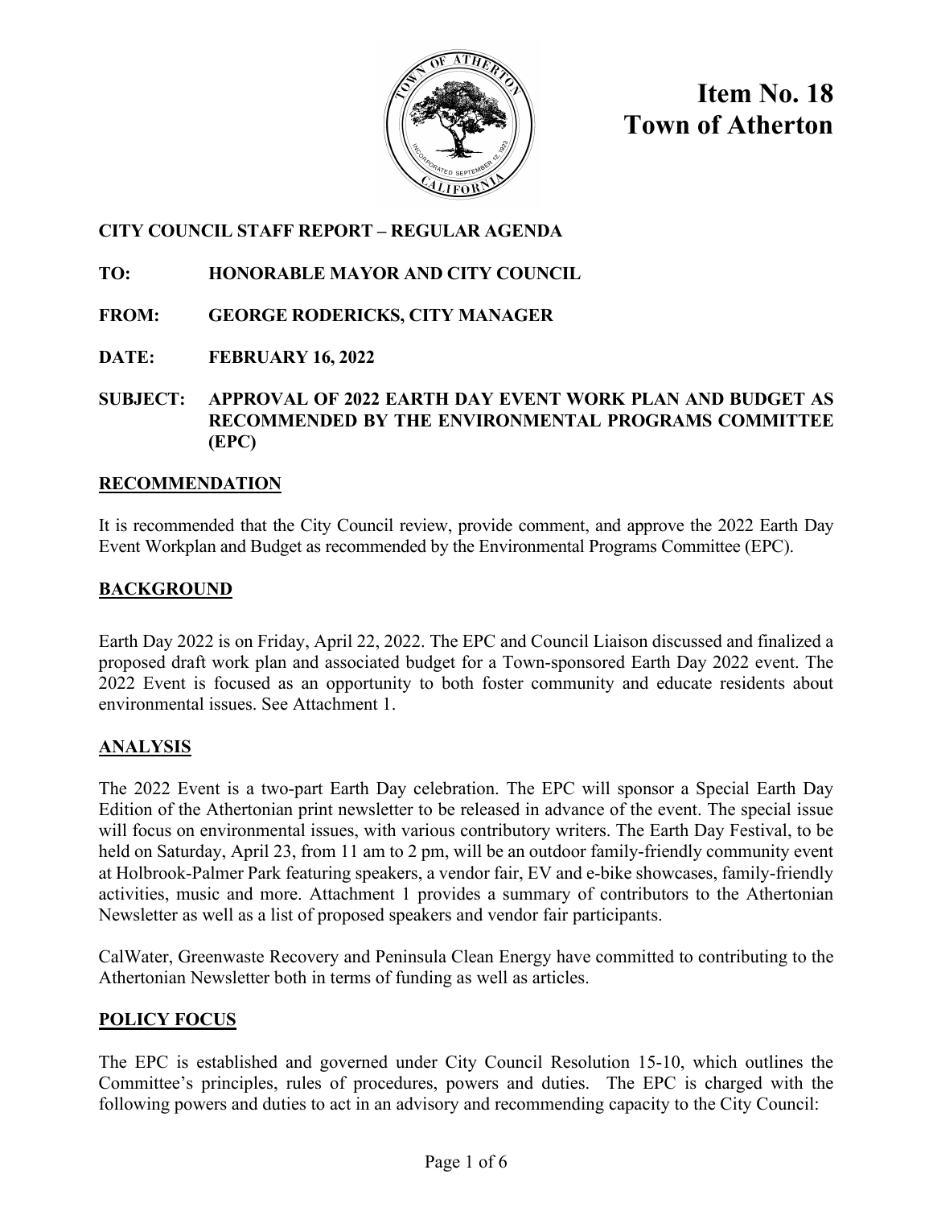# Item No. 18
# Town of Atherton

**CITY COUNCIL STAFF REPORT – REGULAR AGENDA**

**TO:** HONORABLE MAYOR AND CITY COUNCIL

**FROM:** GEORGE RODERICKS, CITY MANAGER

**DATE:** FEBRUARY 16, 2022

**SUBJECT:** APPROVAL OF 2022 EARTH DAY EVENT WORK PLAN AND BUDGET AS RECOMMENDED BY THE ENVIRONMENTAL PROGRAMS COMMITTEE (EPC)

## RECOMMENDATION

It is recommended that the City Council review, provide comment, and approve the 2022 Earth Day Event Workplan and Budget as recommended by the Environmental Programs Committee (EPC).

## BACKGROUND

Earth Day 2022 is on Friday, April 22, 2022. The EPC and Council Liaison discussed and finalized a proposed draft work plan and associated budget for a Town-sponsored Earth Day 2022 event. The 2022 Event is focused as an opportunity to both foster community and educate residents about environmental issues. See Attachment 1.

## ANALYSIS

The 2022 Event is a two-part Earth Day celebration. The EPC will sponsor a Special Earth Day Edition of the Athertonian print newsletter to be released in advance of the event. The special issue will focus on environmental issues, with various contributory writers. The Earth Day Festival, to be held on Saturday, April 23, from 11 am to 2 pm, will be an outdoor family-friendly community event at Holbrook-Palmer Park featuring speakers, a vendor fair, EV and e-bike showcases, family-friendly activities, music and more. Attachment 1 provides a summary of contributors to the Athertonian Newsletter as well as a list of proposed speakers and vendor fair participants.

CalWater, Greenwaste Recovery and Peninsula Clean Energy have committed to contributing to the Athertonian Newsletter both in terms of funding as well as articles.

## POLICY FOCUS

The EPC is established and governed under City Council Resolution 15-10, which outlines the Committee's principles, rules of procedures, powers and duties. The EPC is charged with the following powers and duties to act in an advisory and recommending capacity to the City Council: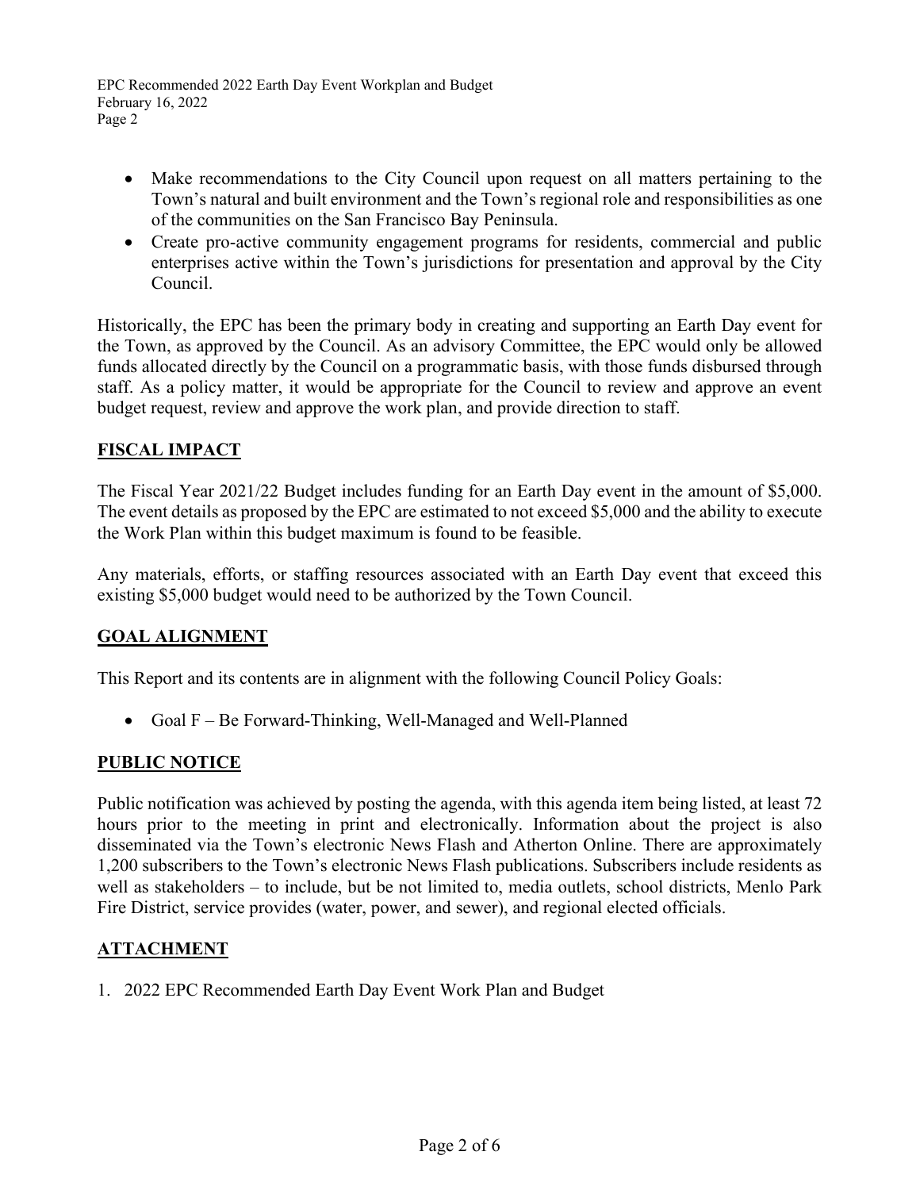- Make recommendations to the City Council upon request on all matters pertaining to the Town's natural and built environment and the Town's regional role and responsibilities as one of the communities on the San Francisco Bay Peninsula.
- Create pro-active community engagement programs for residents, commercial and public enterprises active within the Town's jurisdictions for presentation and approval by the City Council.

Historically, the EPC has been the primary body in creating and supporting an Earth Day event for the Town, as approved by the Council. As an advisory Committee, the EPC would only be allowed funds allocated directly by the Council on a programmatic basis, with those funds disbursed through staff. As a policy matter, it would be appropriate for the Council to review and approve an event budget request, review and approve the work plan, and provide direction to staff.

## FISCAL IMPACT

The Fiscal Year 2021/22 Budget includes funding for an Earth Day event in the amount of $5,000. The event details as proposed by the EPC are estimated to not exceed $5,000 and the ability to execute the Work Plan within this budget maximum is found to be feasible.

Any materials, efforts, or staffing resources associated with an Earth Day event that exceed this existing $5,000 budget would need to be authorized by the Town Council.

## GOAL ALIGNMENT

This Report and its contents are in alignment with the following Council Policy Goals:

- Goal F – Be Forward-Thinking, Well-Managed and Well-Planned

## PUBLIC NOTICE

Public notification was achieved by posting the agenda, with this agenda item being listed, at least 72 hours prior to the meeting in print and electronically. Information about the project is also disseminated via the Town's electronic News Flash and Atherton Online. There are approximately 1,200 subscribers to the Town's electronic News Flash publications. Subscribers include residents as well as stakeholders – to include, but be not limited to, media outlets, school districts, Menlo Park Fire District, service provides (water, power, and sewer), and regional elected officials.

## ATTACHMENT

1. 2022 EPC Recommended Earth Day Event Work Plan and Budget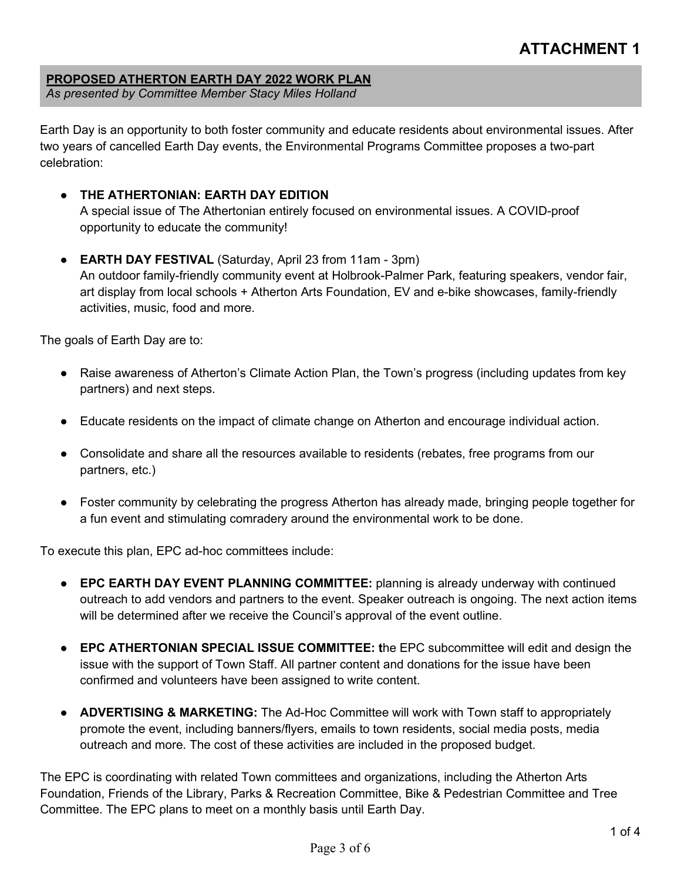# ATTACHMENT 1

**PROPOSED ATHERTON EARTH DAY 2022 WORK PLAN**
*As presented by Committee Member Stacy Miles Holland*

Earth Day is an opportunity to both foster community and educate residents about environmental issues. After two years of cancelled Earth Day events, the Environmental Programs Committee proposes a two-part celebration:

- **THE ATHERTONIAN: EARTH DAY EDITION**
  A special issue of The Athertonian entirely focused on environmental issues. A COVID-proof opportunity to educate the community!
- **EARTH DAY FESTIVAL** (Saturday, April 23 from 11am - 3pm)
  An outdoor family-friendly community event at Holbrook-Palmer Park, featuring speakers, vendor fair, art display from local schools + Atherton Arts Foundation, EV and e-bike showcases, family-friendly activities, music, food and more.

The goals of Earth Day are to:

- Raise awareness of Atherton's Climate Action Plan, the Town's progress (including updates from key partners) and next steps.
- Educate residents on the impact of climate change on Atherton and encourage individual action.
- Consolidate and share all the resources available to residents (rebates, free programs from our partners, etc.)
- Foster community by celebrating the progress Atherton has already made, bringing people together for a fun event and stimulating comradery around the environmental work to be done.

To execute this plan, EPC ad-hoc committees include:

- **EPC EARTH DAY EVENT PLANNING COMMITTEE:** planning is already underway with continued outreach to add vendors and partners to the event. Speaker outreach is ongoing. The next action items will be determined after we receive the Council's approval of the event outline.
- **EPC ATHERTONIAN SPECIAL ISSUE COMMITTEE: t**he EPC subcommittee will edit and design the issue with the support of Town Staff. All partner content and donations for the issue have been confirmed and volunteers have been assigned to write content.
- **ADVERTISING & MARKETING:** The Ad-Hoc Committee will work with Town staff to appropriately promote the event, including banners/flyers, emails to town residents, social media posts, media outreach and more. The cost of these activities are included in the proposed budget.

The EPC is coordinating with related Town committees and organizations, including the Atherton Arts Foundation, Friends of the Library, Parks & Recreation Committee, Bike & Pedestrian Committee and Tree Committee. The EPC plans to meet on a monthly basis until Earth Day.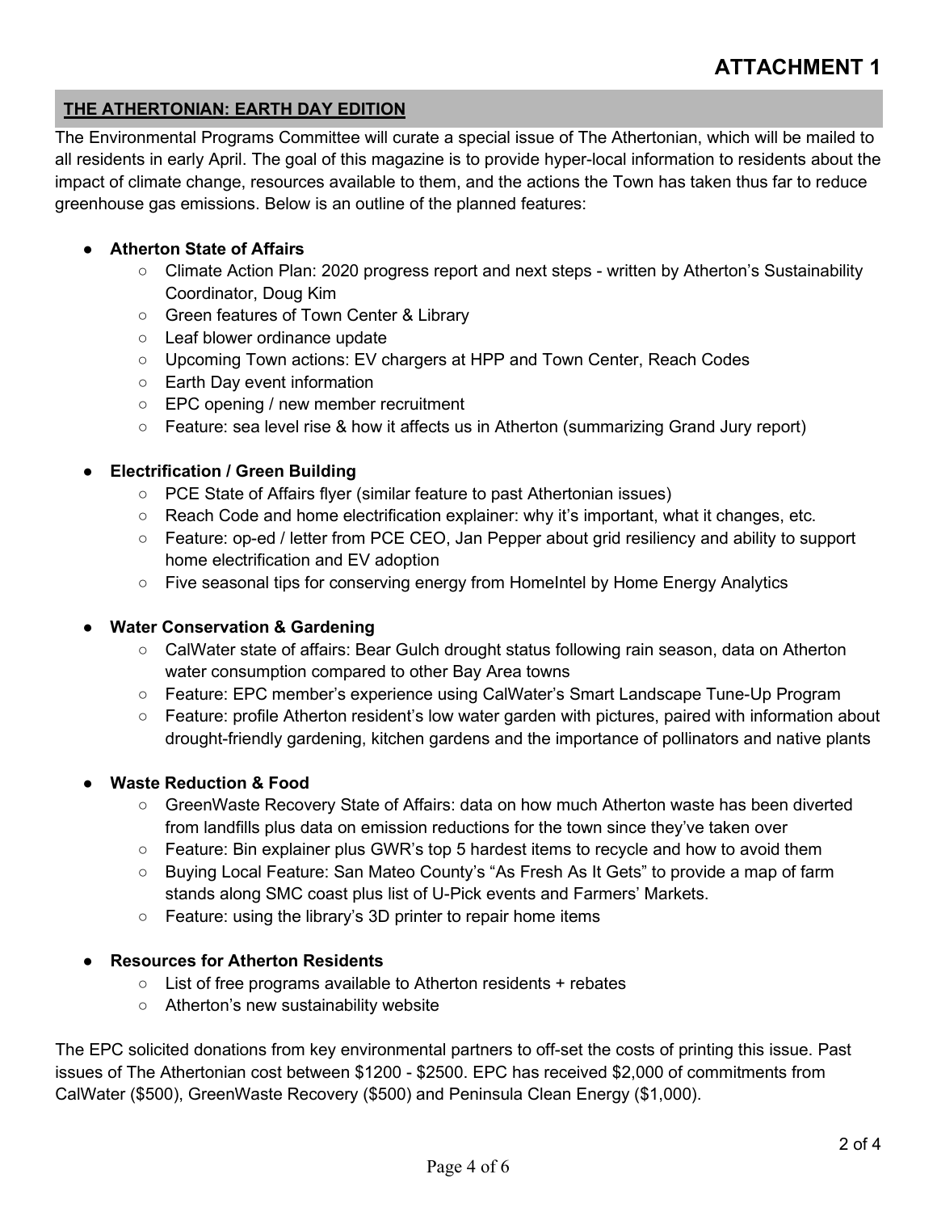# ATTACHMENT 1

## THE ATHERTONIAN: EARTH DAY EDITION

The Environmental Programs Committee will curate a special issue of The Athertonian, which will be mailed to all residents in early April. The goal of this magazine is to provide hyper-local information to residents about the impact of climate change, resources available to them, and the actions the Town has taken thus far to reduce greenhouse gas emissions. Below is an outline of the planned features:

- **Atherton State of Affairs**
  - Climate Action Plan: 2020 progress report and next steps - written by Atherton's Sustainability Coordinator, Doug Kim
  - Green features of Town Center & Library
  - Leaf blower ordinance update
  - Upcoming Town actions: EV chargers at HPP and Town Center, Reach Codes
  - Earth Day event information
  - EPC opening / new member recruitment
  - Feature: sea level rise & how it affects us in Atherton (summarizing Grand Jury report)
- **Electrification / Green Building**
  - PCE State of Affairs flyer (similar feature to past Athertonian issues)
  - Reach Code and home electrification explainer: why it's important, what it changes, etc.
  - Feature: op-ed / letter from PCE CEO, Jan Pepper about grid resiliency and ability to support home electrification and EV adoption
  - Five seasonal tips for conserving energy from HomeIntel by Home Energy Analytics
- **Water Conservation & Gardening**
  - CalWater state of affairs: Bear Gulch drought status following rain season, data on Atherton water consumption compared to other Bay Area towns
  - Feature: EPC member's experience using CalWater's Smart Landscape Tune-Up Program
  - Feature: profile Atherton resident's low water garden with pictures, paired with information about drought-friendly gardening, kitchen gardens and the importance of pollinators and native plants
- **Waste Reduction & Food**
  - GreenWaste Recovery State of Affairs: data on how much Atherton waste has been diverted from landfills plus data on emission reductions for the town since they've taken over
  - Feature: Bin explainer plus GWR's top 5 hardest items to recycle and how to avoid them
  - Buying Local Feature: San Mateo County's "As Fresh As It Gets" to provide a map of farm stands along SMC coast plus list of U-Pick events and Farmers' Markets.
  - Feature: using the library's 3D printer to repair home items
- **Resources for Atherton Residents**
  - List of free programs available to Atherton residents + rebates
  - Atherton's new sustainability website

The EPC solicited donations from key environmental partners to off-set the costs of printing this issue. Past issues of The Athertonian cost between $1200 - $2500. EPC has received $2,000 of commitments from CalWater ($500), GreenWaste Recovery ($500) and Peninsula Clean Energy ($1,000).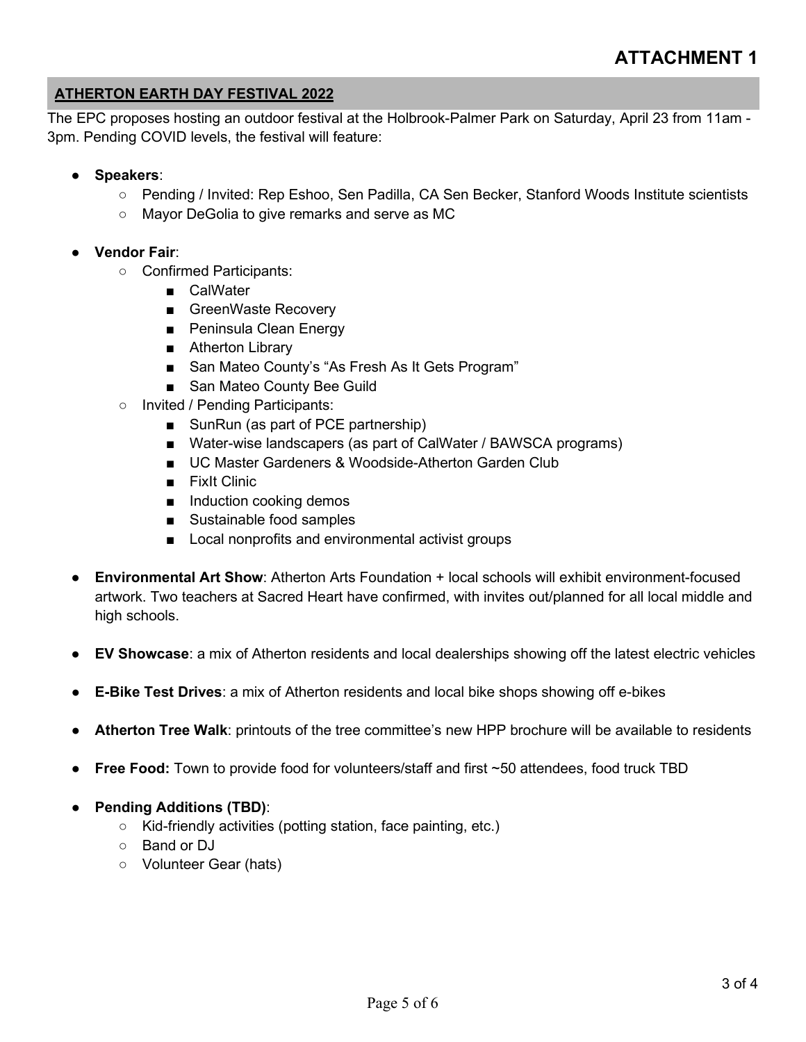# ATTACHMENT 1

## ATHERTON EARTH DAY FESTIVAL 2022

The EPC proposes hosting an outdoor festival at the Holbrook-Palmer Park on Saturday, April 23 from 11am - 3pm. Pending COVID levels, the festival will feature:

- **Speakers**:
  - Pending / Invited: Rep Eshoo, Sen Padilla, CA Sen Becker, Stanford Woods Institute scientists
  - Mayor DeGolia to give remarks and serve as MC

- **Vendor Fair**:
  - Confirmed Participants:
    - CalWater
    - GreenWaste Recovery
    - Peninsula Clean Energy
    - Atherton Library
    - San Mateo County's "As Fresh As It Gets Program"
    - San Mateo County Bee Guild
  - Invited / Pending Participants:
    - SunRun (as part of PCE partnership)
    - Water-wise landscapers (as part of CalWater / BAWSCA programs)
    - UC Master Gardeners & Woodside-Atherton Garden Club
    - FixIt Clinic
    - Induction cooking demos
    - Sustainable food samples
    - Local nonprofits and environmental activist groups

- **Environmental Art Show**: Atherton Arts Foundation + local schools will exhibit environment-focused artwork. Two teachers at Sacred Heart have confirmed, with invites out/planned for all local middle and high schools.

- **EV Showcase**: a mix of Atherton residents and local dealerships showing off the latest electric vehicles

- **E-Bike Test Drives**: a mix of Atherton residents and local bike shops showing off e-bikes

- **Atherton Tree Walk**: printouts of the tree committee's new HPP brochure will be available to residents

- **Free Food:** Town to provide food for volunteers/staff and first ~50 attendees, food truck TBD

- **Pending Additions (TBD)**:
  - Kid-friendly activities (potting station, face painting, etc.)
  - Band or DJ
  - Volunteer Gear (hats)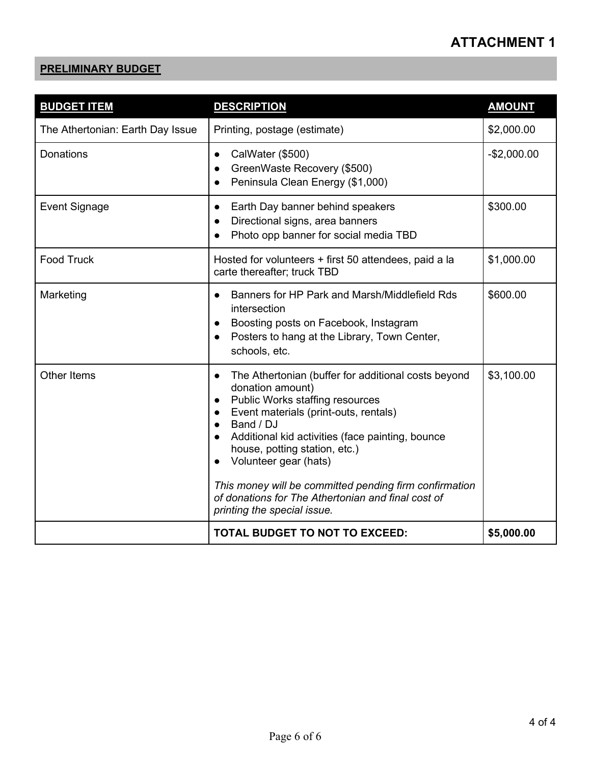# ATTACHMENT 1

## PRELIMINARY BUDGET

| BUDGET ITEM | DESCRIPTION | AMOUNT |
|---|---|---|
| The Athertonian: Earth Day Issue | Printing, postage (estimate) | $2,000.00 |
| Donations | • CalWater ($500)<br>• GreenWaste Recovery ($500)<br>• Peninsula Clean Energy ($1,000) | -$2,000.00 |
| Event Signage | • Earth Day banner behind speakers<br>• Directional signs, area banners<br>• Photo opp banner for social media TBD | $300.00 |
| Food Truck | Hosted for volunteers + first 50 attendees, paid a la carte thereafter; truck TBD | $1,000.00 |
| Marketing | • Banners for HP Park and Marsh/Middlefield Rds intersection<br>• Boosting posts on Facebook, Instagram<br>• Posters to hang at the Library, Town Center, schools, etc. | $600.00 |
| Other Items | • The Athertonian (buffer for additional costs beyond donation amount)<br>• Public Works staffing resources<br>• Event materials (print-outs, rentals)<br>• Band / DJ<br>• Additional kid activities (face painting, bounce house, potting station, etc.)<br>• Volunteer gear (hats)<br><br>*This money will be committed pending firm confirmation of donations for The Athertonian and final cost of printing the special issue.* | $3,100.00 |
| | **TOTAL BUDGET TO NOT TO EXCEED:** | **$5,000.00** |